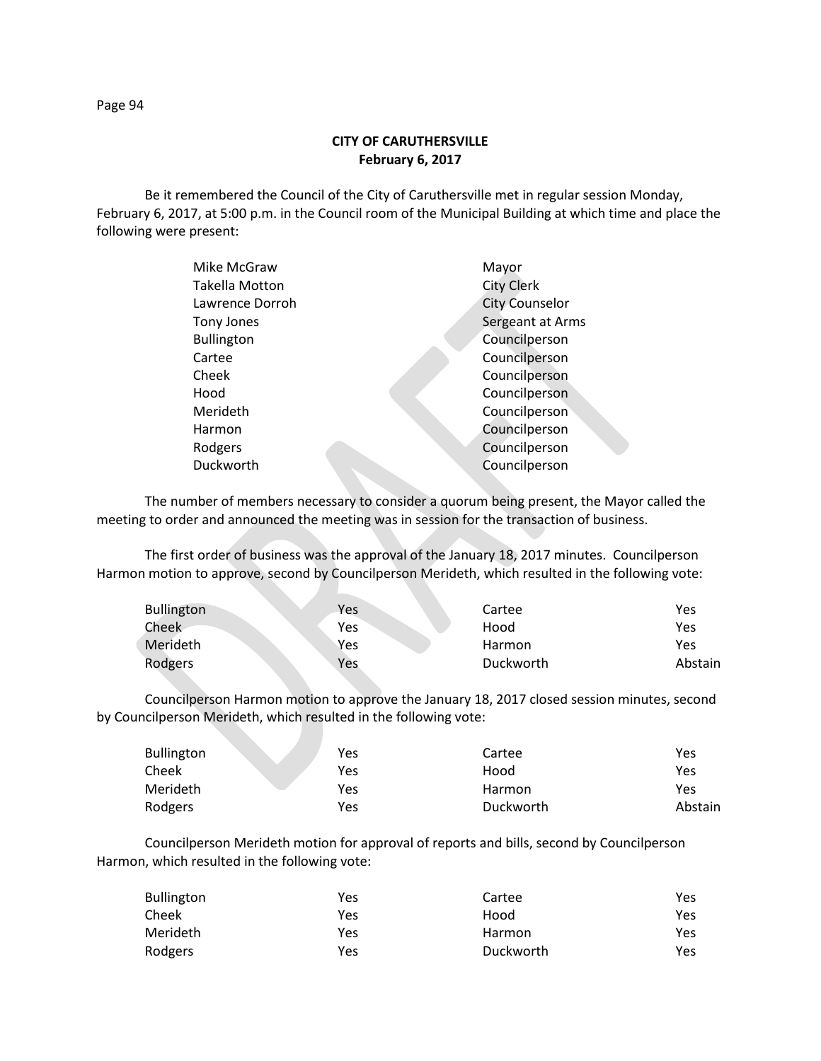**CITY OF CARUTHERSVILLE**
**February 6, 2017**

Be it remembered the Council of the City of Caruthersville met in regular session Monday, February 6, 2017, at 5:00 p.m. in the Council room of the Municipal Building at which time and place the following were present:

| | |
|---|---|
| Mike McGraw | Mayor |
| Takella Motton | City Clerk |
| Lawrence Dorroh | City Counselor |
| Tony Jones | Sergeant at Arms |
| Bullington | Councilperson |
| Cartee | Councilperson |
| Cheek | Councilperson |
| Hood | Councilperson |
| Merideth | Councilperson |
| Harmon | Councilperson |
| Rodgers | Councilperson |
| Duckworth | Councilperson |

The number of members necessary to consider a quorum being present, the Mayor called the meeting to order and announced the meeting was in session for the transaction of business.

The first order of business was the approval of the January 18, 2017 minutes. Councilperson Harmon motion to approve, second by Councilperson Merideth, which resulted in the following vote:

| | | | |
|---|---|---|---|
| Bullington | Yes | Cartee | Yes |
| Cheek | Yes | Hood | Yes |
| Merideth | Yes | Harmon | Yes |
| Rodgers | Yes | Duckworth | Abstain |

Councilperson Harmon motion to approve the January 18, 2017 closed session minutes, second by Councilperson Merideth, which resulted in the following vote:

| | | | |
|---|---|---|---|
| Bullington | Yes | Cartee | Yes |
| Cheek | Yes | Hood | Yes |
| Merideth | Yes | Harmon | Yes |
| Rodgers | Yes | Duckworth | Abstain |

Councilperson Merideth motion for approval of reports and bills, second by Councilperson Harmon, which resulted in the following vote:

| | | | |
|---|---|---|---|
| Bullington | Yes | Cartee | Yes |
| Cheek | Yes | Hood | Yes |
| Merideth | Yes | Harmon | Yes |
| Rodgers | Yes | Duckworth | Yes |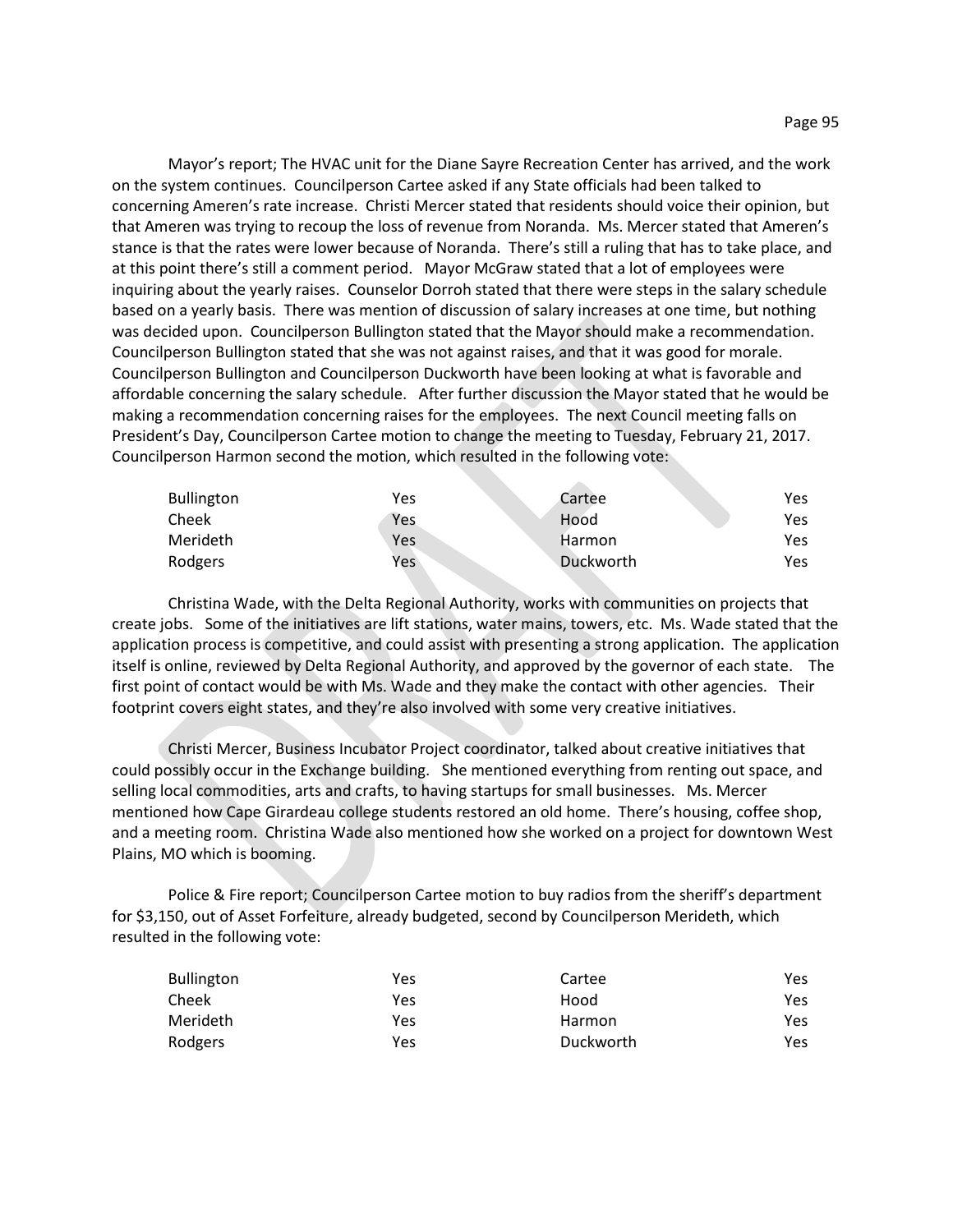Mayor's report; The HVAC unit for the Diane Sayre Recreation Center has arrived, and the work on the system continues. Councilperson Cartee asked if any State officials had been talked to concerning Ameren's rate increase. Christi Mercer stated that residents should voice their opinion, but that Ameren was trying to recoup the loss of revenue from Noranda. Ms. Mercer stated that Ameren's stance is that the rates were lower because of Noranda. There's still a ruling that has to take place, and at this point there's still a comment period. Mayor McGraw stated that a lot of employees were inquiring about the yearly raises. Counselor Dorroh stated that there were steps in the salary schedule based on a yearly basis. There was mention of discussion of salary increases at one time, but nothing was decided upon. Councilperson Bullington stated that the Mayor should make a recommendation. Councilperson Bullington stated that she was not against raises, and that it was good for morale. Councilperson Bullington and Councilperson Duckworth have been looking at what is favorable and affordable concerning the salary schedule. After further discussion the Mayor stated that he would be making a recommendation concerning raises for the employees. The next Council meeting falls on President's Day, Councilperson Cartee motion to change the meeting to Tuesday, February 21, 2017. Councilperson Harmon second the motion, which resulted in the following vote:

| | | | |
|---|---|---|---|
| Bullington | Yes | Cartee | Yes |
| Cheek | Yes | Hood | Yes |
| Merideth | Yes | Harmon | Yes |
| Rodgers | Yes | Duckworth | Yes |

Christina Wade, with the Delta Regional Authority, works with communities on projects that create jobs. Some of the initiatives are lift stations, water mains, towers, etc. Ms. Wade stated that the application process is competitive, and could assist with presenting a strong application. The application itself is online, reviewed by Delta Regional Authority, and approved by the governor of each state. The first point of contact would be with Ms. Wade and they make the contact with other agencies. Their footprint covers eight states, and they're also involved with some very creative initiatives.

Christi Mercer, Business Incubator Project coordinator, talked about creative initiatives that could possibly occur in the Exchange building. She mentioned everything from renting out space, and selling local commodities, arts and crafts, to having startups for small businesses. Ms. Mercer mentioned how Cape Girardeau college students restored an old home. There's housing, coffee shop, and a meeting room. Christina Wade also mentioned how she worked on a project for downtown West Plains, MO which is booming.

Police & Fire report; Councilperson Cartee motion to buy radios from the sheriff's department for $3,150, out of Asset Forfeiture, already budgeted, second by Councilperson Merideth, which resulted in the following vote:

| | | | |
|---|---|---|---|
| Bullington | Yes | Cartee | Yes |
| Cheek | Yes | Hood | Yes |
| Merideth | Yes | Harmon | Yes |
| Rodgers | Yes | Duckworth | Yes |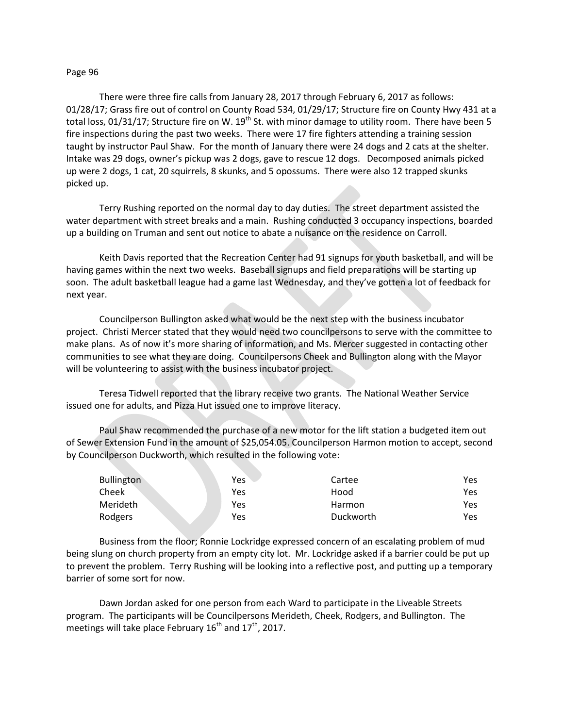There were three fire calls from January 28, 2017 through February 6, 2017 as follows: 01/28/17; Grass fire out of control on County Road 534, 01/29/17; Structure fire on County Hwy 431 at a total loss, 01/31/17; Structure fire on W. 19th St. with minor damage to utility room. There have been 5 fire inspections during the past two weeks. There were 17 fire fighters attending a training session taught by instructor Paul Shaw. For the month of January there were 24 dogs and 2 cats at the shelter. Intake was 29 dogs, owner's pickup was 2 dogs, gave to rescue 12 dogs. Decomposed animals picked up were 2 dogs, 1 cat, 20 squirrels, 8 skunks, and 5 opossums. There were also 12 trapped skunks picked up.

Terry Rushing reported on the normal day to day duties. The street department assisted the water department with street breaks and a main. Rushing conducted 3 occupancy inspections, boarded up a building on Truman and sent out notice to abate a nuisance on the residence on Carroll.

Keith Davis reported that the Recreation Center had 91 signups for youth basketball, and will be having games within the next two weeks. Baseball signups and field preparations will be starting up soon. The adult basketball league had a game last Wednesday, and they've gotten a lot of feedback for next year.

Councilperson Bullington asked what would be the next step with the business incubator project. Christi Mercer stated that they would need two councilpersons to serve with the committee to make plans. As of now it's more sharing of information, and Ms. Mercer suggested in contacting other communities to see what they are doing. Councilpersons Cheek and Bullington along with the Mayor will be volunteering to assist with the business incubator project.

Teresa Tidwell reported that the library receive two grants. The National Weather Service issued one for adults, and Pizza Hut issued one to improve literacy.

Paul Shaw recommended the purchase of a new motor for the lift station a budgeted item out of Sewer Extension Fund in the amount of $25,054.05. Councilperson Harmon motion to accept, second by Councilperson Duckworth, which resulted in the following vote:

| | | | |
|---|---|---|---|
| Bullington | Yes | Cartee | Yes |
| Cheek | Yes | Hood | Yes |
| Merideth | Yes | Harmon | Yes |
| Rodgers | Yes | Duckworth | Yes |

Business from the floor; Ronnie Lockridge expressed concern of an escalating problem of mud being slung on church property from an empty city lot. Mr. Lockridge asked if a barrier could be put up to prevent the problem. Terry Rushing will be looking into a reflective post, and putting up a temporary barrier of some sort for now.

Dawn Jordan asked for one person from each Ward to participate in the Liveable Streets program. The participants will be Councilpersons Merideth, Cheek, Rodgers, and Bullington. The meetings will take place February 16th and 17th, 2017.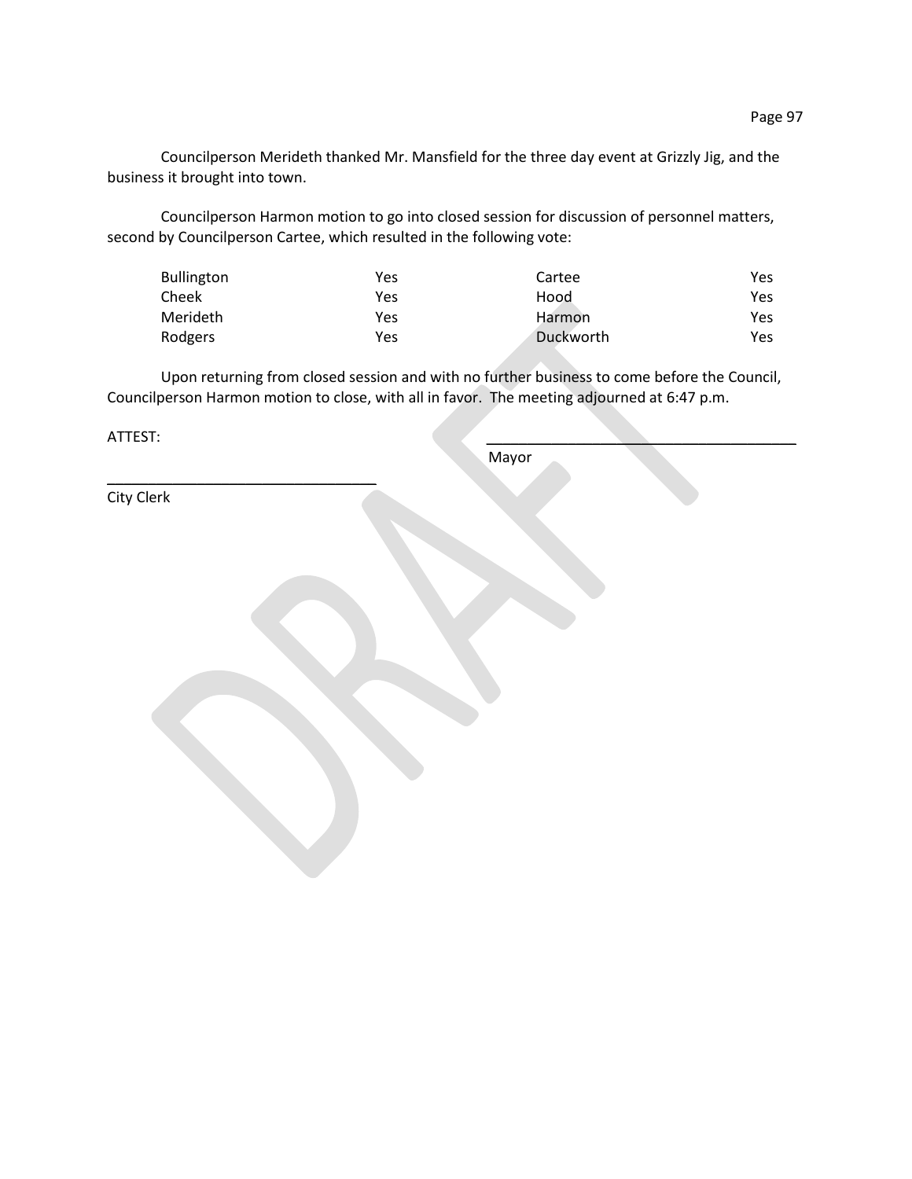Councilperson Merideth thanked Mr. Mansfield for the three day event at Grizzly Jig, and the business it brought into town.

Councilperson Harmon motion to go into closed session for discussion of personnel matters, second by Councilperson Cartee, which resulted in the following vote:

| | | | |
|---|---|---|---|
| Bullington | Yes | Cartee | Yes |
| Cheek | Yes | Hood | Yes |
| Merideth | Yes | Harmon | Yes |
| Rodgers | Yes | Duckworth | Yes |

Upon returning from closed session and with no further business to come before the Council, Councilperson Harmon motion to close, with all in favor. The meeting adjourned at 6:47 p.m.

ATTEST:

\_\_\_\_\_\_\_\_\_\_\_\_\_\_\_\_\_\_\_\_\_\_\_\_\_\_\_\_\_\_\_\_\_\_\_\_\_\_\_\_
Mayor

\_\_\_\_\_\_\_\_\_\_\_\_\_\_\_\_\_\_\_\_\_\_\_\_\_\_\_\_\_\_\_\_\_\_\_
City Clerk

DRAFT